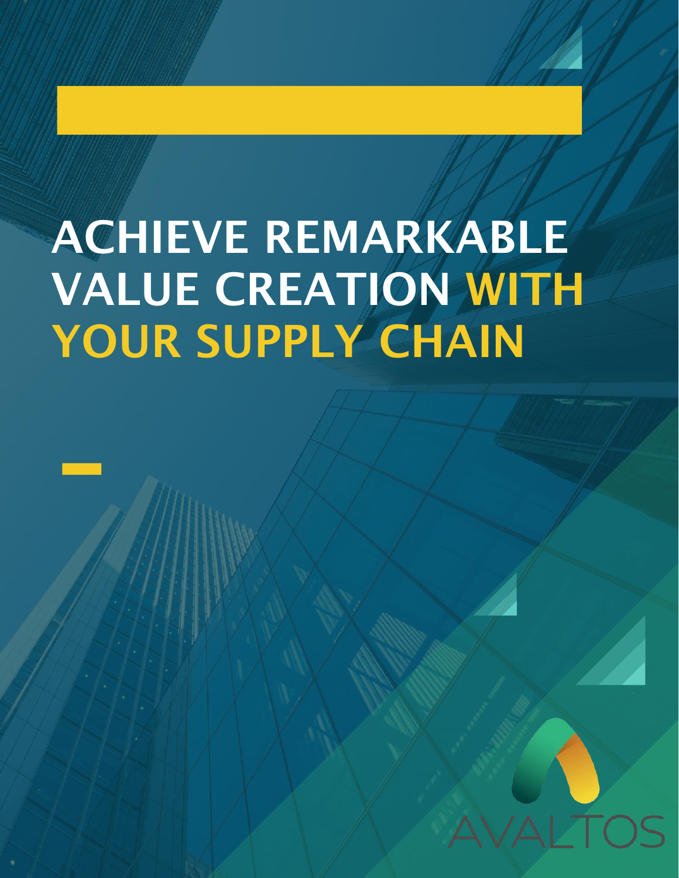# ACHIEVE REMARKABLE VALUE CREATION WITH YOUR SUPPLY CHAIN

AVALTOS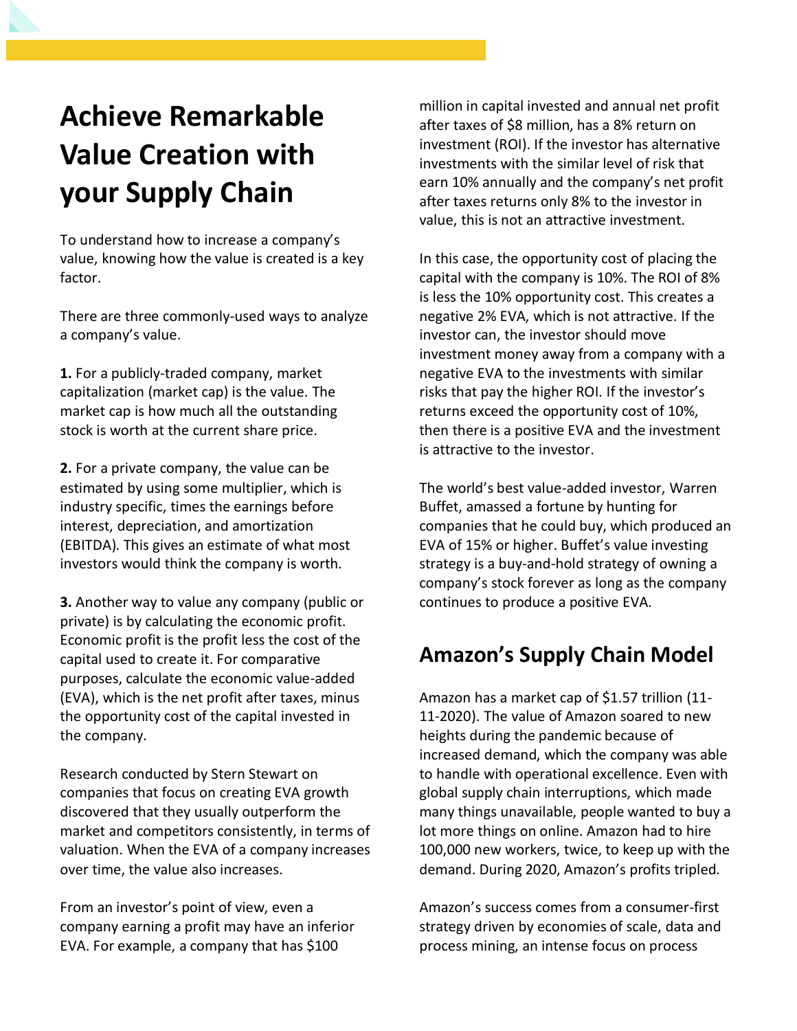# Achieve Remarkable Value Creation with your Supply Chain

To understand how to increase a company's value, knowing how the value is created is a key factor.

There are three commonly-used ways to analyze a company's value.

**1.** For a publicly-traded company, market capitalization (market cap) is the value. The market cap is how much all the outstanding stock is worth at the current share price.

**2.** For a private company, the value can be estimated by using some multiplier, which is industry specific, times the earnings before interest, depreciation, and amortization (EBITDA). This gives an estimate of what most investors would think the company is worth.

**3.** Another way to value any company (public or private) is by calculating the economic profit. Economic profit is the profit less the cost of the capital used to create it. For comparative purposes, calculate the economic value-added (EVA), which is the net profit after taxes, minus the opportunity cost of the capital invested in the company.

Research conducted by Stern Stewart on companies that focus on creating EVA growth discovered that they usually outperform the market and competitors consistently, in terms of valuation. When the EVA of a company increases over time, the value also increases.

From an investor's point of view, even a company earning a profit may have an inferior EVA. For example, a company that has $100 million in capital invested and annual net profit after taxes of $8 million, has a 8% return on investment (ROI). If the investor has alternative investments with the similar level of risk that earn 10% annually and the company's net profit after taxes returns only 8% to the investor in value, this is not an attractive investment.

In this case, the opportunity cost of placing the capital with the company is 10%. The ROI of 8% is less the 10% opportunity cost. This creates a negative 2% EVA, which is not attractive. If the investor can, the investor should move investment money away from a company with a negative EVA to the investments with similar risks that pay the higher ROI. If the investor's returns exceed the opportunity cost of 10%, then there is a positive EVA and the investment is attractive to the investor.

The world's best value-added investor, Warren Buffet, amassed a fortune by hunting for companies that he could buy, which produced an EVA of 15% or higher. Buffet's value investing strategy is a buy-and-hold strategy of owning a company's stock forever as long as the company continues to produce a positive EVA.

## Amazon's Supply Chain Model

Amazon has a market cap of $1.57 trillion (11-11-2020). The value of Amazon soared to new heights during the pandemic because of increased demand, which the company was able to handle with operational excellence. Even with global supply chain interruptions, which made many things unavailable, people wanted to buy a lot more things on online. Amazon had to hire 100,000 new workers, twice, to keep up with the demand. During 2020, Amazon's profits tripled.

Amazon's success comes from a consumer-first strategy driven by economies of scale, data and process mining, an intense focus on process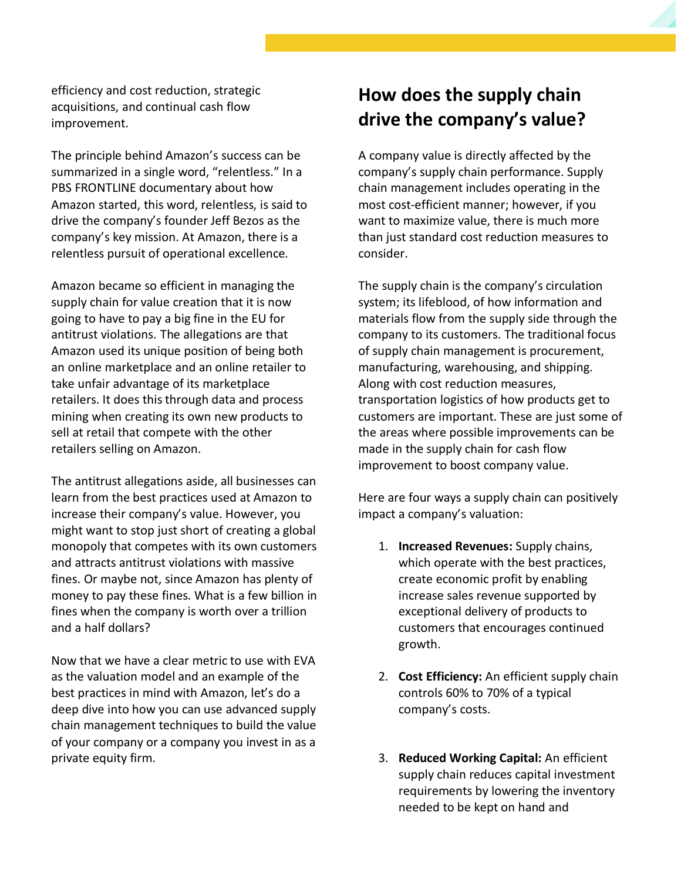efficiency and cost reduction, strategic acquisitions, and continual cash flow improvement.

The principle behind Amazon's success can be summarized in a single word, "relentless." In a PBS FRONTLINE documentary about how Amazon started, this word, relentless, is said to drive the company's founder Jeff Bezos as the company's key mission. At Amazon, there is a relentless pursuit of operational excellence.

Amazon became so efficient in managing the supply chain for value creation that it is now going to have to pay a big fine in the EU for antitrust violations. The allegations are that Amazon used its unique position of being both an online marketplace and an online retailer to take unfair advantage of its marketplace retailers. It does this through data and process mining when creating its own new products to sell at retail that compete with the other retailers selling on Amazon.

The antitrust allegations aside, all businesses can learn from the best practices used at Amazon to increase their company's value. However, you might want to stop just short of creating a global monopoly that competes with its own customers and attracts antitrust violations with massive fines. Or maybe not, since Amazon has plenty of money to pay these fines. What is a few billion in fines when the company is worth over a trillion and a half dollars?

Now that we have a clear metric to use with EVA as the valuation model and an example of the best practices in mind with Amazon, let's do a deep dive into how you can use advanced supply chain management techniques to build the value of your company or a company you invest in as a private equity firm.

## How does the supply chain drive the company's value?

A company value is directly affected by the company's supply chain performance. Supply chain management includes operating in the most cost-efficient manner; however, if you want to maximize value, there is much more than just standard cost reduction measures to consider.

The supply chain is the company's circulation system; its lifeblood, of how information and materials flow from the supply side through the company to its customers. The traditional focus of supply chain management is procurement, manufacturing, warehousing, and shipping. Along with cost reduction measures, transportation logistics of how products get to customers are important. These are just some of the areas where possible improvements can be made in the supply chain for cash flow improvement to boost company value.

Here are four ways a supply chain can positively impact a company's valuation:

1. **Increased Revenues:** Supply chains, which operate with the best practices, create economic profit by enabling increase sales revenue supported by exceptional delivery of products to customers that encourages continued growth.
2. **Cost Efficiency:** An efficient supply chain controls 60% to 70% of a typical company's costs.
3. **Reduced Working Capital:** An efficient supply chain reduces capital investment requirements by lowering the inventory needed to be kept on hand and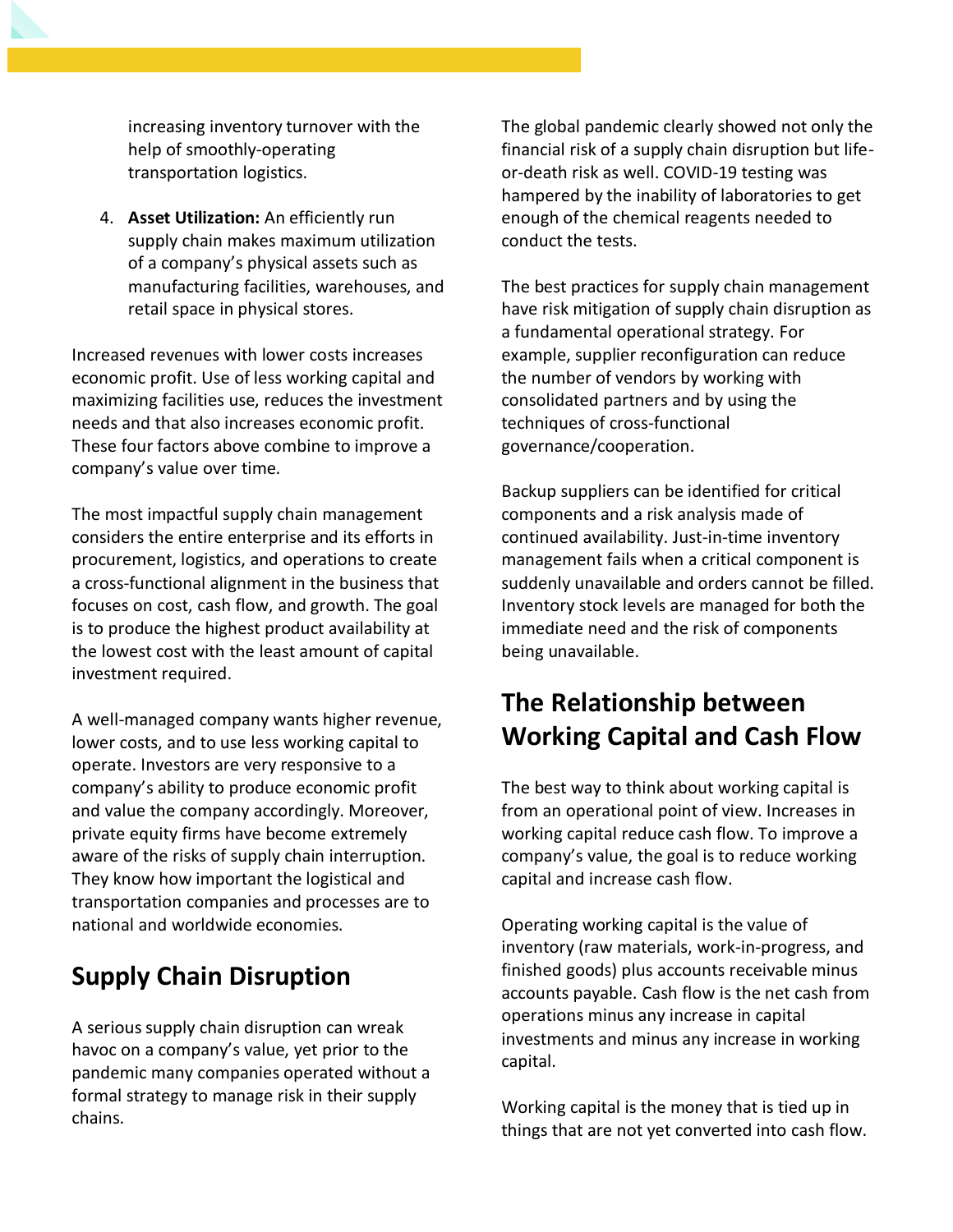increasing inventory turnover with the help of smoothly-operating transportation logistics.

4. **Asset Utilization:** An efficiently run supply chain makes maximum utilization of a company's physical assets such as manufacturing facilities, warehouses, and retail space in physical stores.

Increased revenues with lower costs increases economic profit. Use of less working capital and maximizing facilities use, reduces the investment needs and that also increases economic profit. These four factors above combine to improve a company's value over time.

The most impactful supply chain management considers the entire enterprise and its efforts in procurement, logistics, and operations to create a cross-functional alignment in the business that focuses on cost, cash flow, and growth. The goal is to produce the highest product availability at the lowest cost with the least amount of capital investment required.

A well-managed company wants higher revenue, lower costs, and to use less working capital to operate. Investors are very responsive to a company's ability to produce economic profit and value the company accordingly. Moreover, private equity firms have become extremely aware of the risks of supply chain interruption. They know how important the logistical and transportation companies and processes are to national and worldwide economies.

## Supply Chain Disruption

A serious supply chain disruption can wreak havoc on a company's value, yet prior to the pandemic many companies operated without a formal strategy to manage risk in their supply chains.

The global pandemic clearly showed not only the financial risk of a supply chain disruption but life-or-death risk as well. COVID-19 testing was hampered by the inability of laboratories to get enough of the chemical reagents needed to conduct the tests.

The best practices for supply chain management have risk mitigation of supply chain disruption as a fundamental operational strategy. For example, supplier reconfiguration can reduce the number of vendors by working with consolidated partners and by using the techniques of cross-functional governance/cooperation.

Backup suppliers can be identified for critical components and a risk analysis made of continued availability. Just-in-time inventory management fails when a critical component is suddenly unavailable and orders cannot be filled. Inventory stock levels are managed for both the immediate need and the risk of components being unavailable.

## The Relationship between Working Capital and Cash Flow

The best way to think about working capital is from an operational point of view. Increases in working capital reduce cash flow. To improve a company's value, the goal is to reduce working capital and increase cash flow.

Operating working capital is the value of inventory (raw materials, work-in-progress, and finished goods) plus accounts receivable minus accounts payable. Cash flow is the net cash from operations minus any increase in capital investments and minus any increase in working capital.

Working capital is the money that is tied up in things that are not yet converted into cash flow.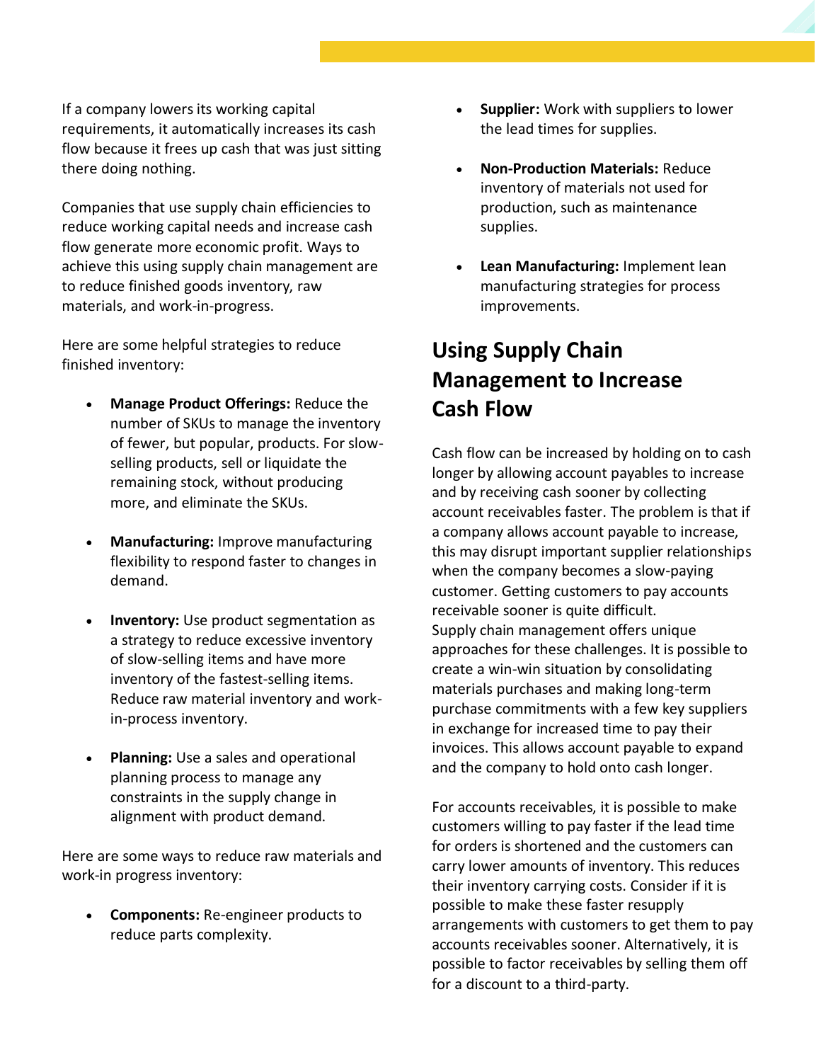If a company lowers its working capital requirements, it automatically increases its cash flow because it frees up cash that was just sitting there doing nothing.

Companies that use supply chain efficiencies to reduce working capital needs and increase cash flow generate more economic profit. Ways to achieve this using supply chain management are to reduce finished goods inventory, raw materials, and work-in-progress.

Here are some helpful strategies to reduce finished inventory:

- **Manage Product Offerings:** Reduce the number of SKUs to manage the inventory of fewer, but popular, products. For slow-selling products, sell or liquidate the remaining stock, without producing more, and eliminate the SKUs.

- **Manufacturing:** Improve manufacturing flexibility to respond faster to changes in demand.

- **Inventory:** Use product segmentation as a strategy to reduce excessive inventory of slow-selling items and have more inventory of the fastest-selling items. Reduce raw material inventory and work-in-process inventory.

- **Planning:** Use a sales and operational planning process to manage any constraints in the supply change in alignment with product demand.

Here are some ways to reduce raw materials and work-in progress inventory:

- **Components:** Re-engineer products to reduce parts complexity.

- **Supplier:** Work with suppliers to lower the lead times for supplies.

- **Non-Production Materials:** Reduce inventory of materials not used for production, such as maintenance supplies.

- **Lean Manufacturing:** Implement lean manufacturing strategies for process improvements.

## Using Supply Chain Management to Increase Cash Flow

Cash flow can be increased by holding on to cash longer by allowing account payables to increase and by receiving cash sooner by collecting account receivables faster. The problem is that if a company allows account payable to increase, this may disrupt important supplier relationships when the company becomes a slow-paying customer. Getting customers to pay accounts receivable sooner is quite difficult.
Supply chain management offers unique approaches for these challenges. It is possible to create a win-win situation by consolidating materials purchases and making long-term purchase commitments with a few key suppliers in exchange for increased time to pay their invoices. This allows account payable to expand and the company to hold onto cash longer.

For accounts receivables, it is possible to make customers willing to pay faster if the lead time for orders is shortened and the customers can carry lower amounts of inventory. This reduces their inventory carrying costs. Consider if it is possible to make these faster resupply arrangements with customers to get them to pay accounts receivables sooner. Alternatively, it is possible to factor receivables by selling them off for a discount to a third-party.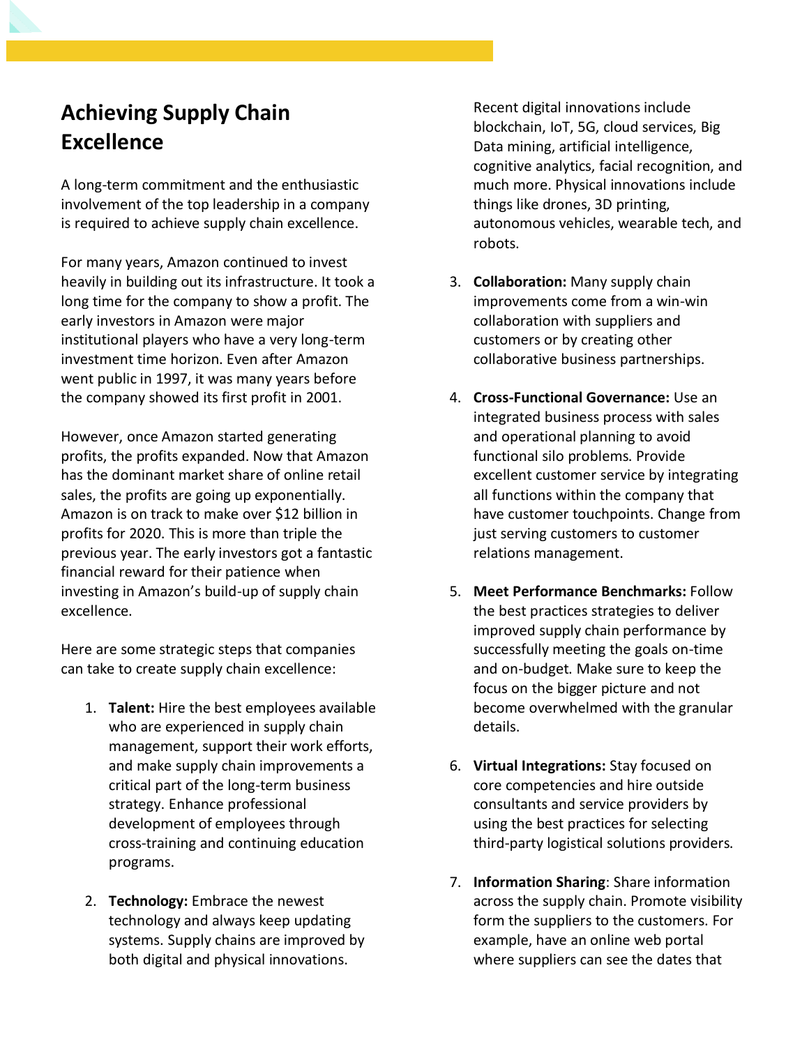## Achieving Supply Chain Excellence

A long-term commitment and the enthusiastic involvement of the top leadership in a company is required to achieve supply chain excellence.

For many years, Amazon continued to invest heavily in building out its infrastructure. It took a long time for the company to show a profit. The early investors in Amazon were major institutional players who have a very long-term investment time horizon. Even after Amazon went public in 1997, it was many years before the company showed its first profit in 2001.

However, once Amazon started generating profits, the profits expanded. Now that Amazon has the dominant market share of online retail sales, the profits are going up exponentially. Amazon is on track to make over $12 billion in profits for 2020. This is more than triple the previous year. The early investors got a fantastic financial reward for their patience when investing in Amazon's build-up of supply chain excellence.

Here are some strategic steps that companies can take to create supply chain excellence:

1. **Talent:** Hire the best employees available who are experienced in supply chain management, support their work efforts, and make supply chain improvements a critical part of the long-term business strategy. Enhance professional development of employees through cross-training and continuing education programs.

2. **Technology:** Embrace the newest technology and always keep updating systems. Supply chains are improved by both digital and physical innovations. Recent digital innovations include blockchain, IoT, 5G, cloud services, Big Data mining, artificial intelligence, cognitive analytics, facial recognition, and much more. Physical innovations include things like drones, 3D printing, autonomous vehicles, wearable tech, and robots.

3. **Collaboration:** Many supply chain improvements come from a win-win collaboration with suppliers and customers or by creating other collaborative business partnerships.

4. **Cross-Functional Governance:** Use an integrated business process with sales and operational planning to avoid functional silo problems. Provide excellent customer service by integrating all functions within the company that have customer touchpoints. Change from just serving customers to customer relations management.

5. **Meet Performance Benchmarks:** Follow the best practices strategies to deliver improved supply chain performance by successfully meeting the goals on-time and on-budget. Make sure to keep the focus on the bigger picture and not become overwhelmed with the granular details.

6. **Virtual Integrations:** Stay focused on core competencies and hire outside consultants and service providers by using the best practices for selecting third-party logistical solutions providers.

7. **Information Sharing**: Share information across the supply chain. Promote visibility form the suppliers to the customers. For example, have an online web portal where suppliers can see the dates that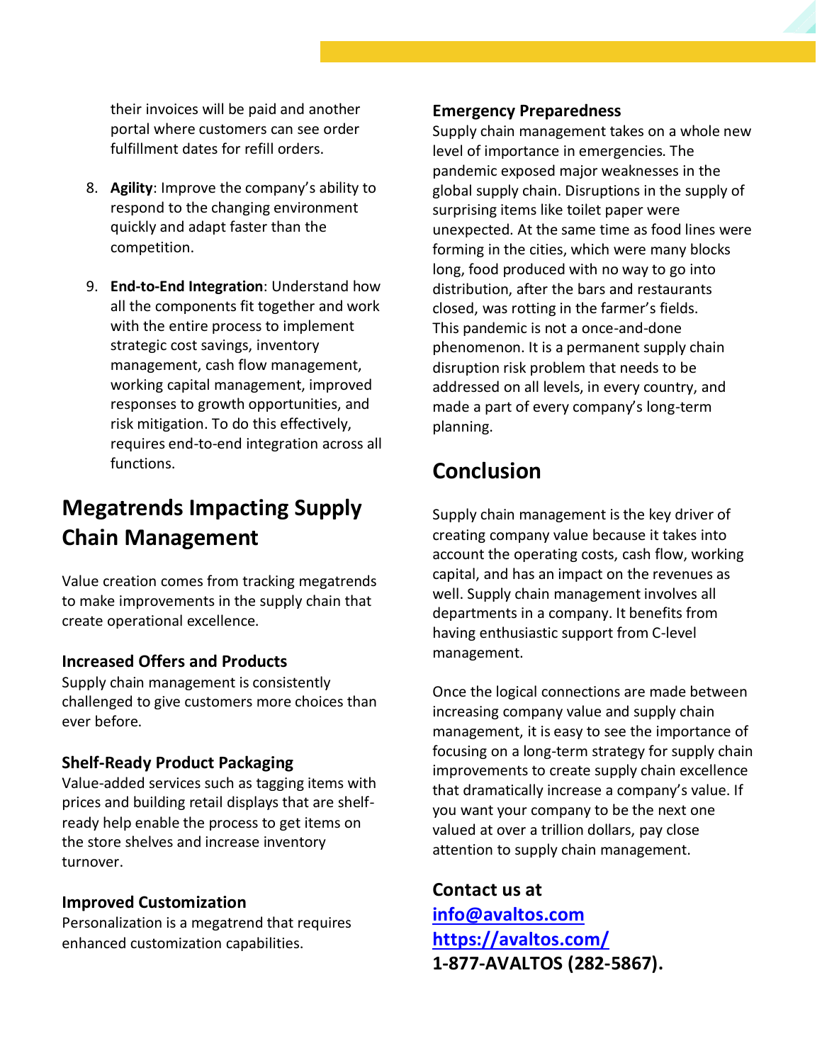their invoices will be paid and another portal where customers can see order fulfillment dates for refill orders.

8. **Agility**: Improve the company's ability to respond to the changing environment quickly and adapt faster than the competition.

9. **End-to-End Integration**: Understand how all the components fit together and work with the entire process to implement strategic cost savings, inventory management, cash flow management, working capital management, improved responses to growth opportunities, and risk mitigation. To do this effectively, requires end-to-end integration across all functions.

## Megatrends Impacting Supply Chain Management

Value creation comes from tracking megatrends to make improvements in the supply chain that create operational excellence.

### Increased Offers and Products

Supply chain management is consistently challenged to give customers more choices than ever before.

### Shelf-Ready Product Packaging

Value-added services such as tagging items with prices and building retail displays that are shelf-ready help enable the process to get items on the store shelves and increase inventory turnover.

### Improved Customization

Personalization is a megatrend that requires enhanced customization capabilities.

### Emergency Preparedness

Supply chain management takes on a whole new level of importance in emergencies. The pandemic exposed major weaknesses in the global supply chain. Disruptions in the supply of surprising items like toilet paper were unexpected. At the same time as food lines were forming in the cities, which were many blocks long, food produced with no way to go into distribution, after the bars and restaurants closed, was rotting in the farmer's fields. This pandemic is not a once-and-done phenomenon. It is a permanent supply chain disruption risk problem that needs to be addressed on all levels, in every country, and made a part of every company's long-term planning.

## Conclusion

Supply chain management is the key driver of creating company value because it takes into account the operating costs, cash flow, working capital, and has an impact on the revenues as well. Supply chain management involves all departments in a company. It benefits from having enthusiastic support from C-level management.

Once the logical connections are made between increasing company value and supply chain management, it is easy to see the importance of focusing on a long-term strategy for supply chain improvements to create supply chain excellence that dramatically increase a company's value. If you want your company to be the next one valued at over a trillion dollars, pay close attention to supply chain management.

**Contact us at**
**[info@avaltos.com](mailto:info@avaltos.com)**
**[https://avaltos.com/](https://avaltos.com/)**
**1-877-AVALTOS (282-5867).**